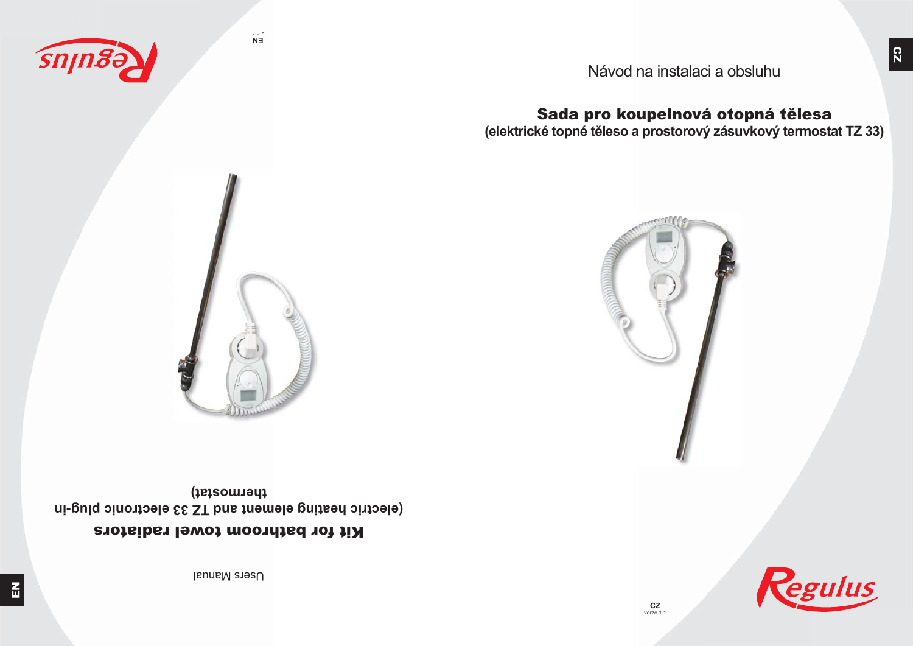Návod na instalaci a obsluhu

# Sada pro koupelnová otopná tělesa

**(elektrické topné těleso a prostorový zásuvkový termostat TZ 33)**

CZ
verze 1.1

Users Manual

# Kit for bathroom towel radiators

**(electric heating element and TZ 33 electronic plug-in thermostat)**

EN
v. 1.1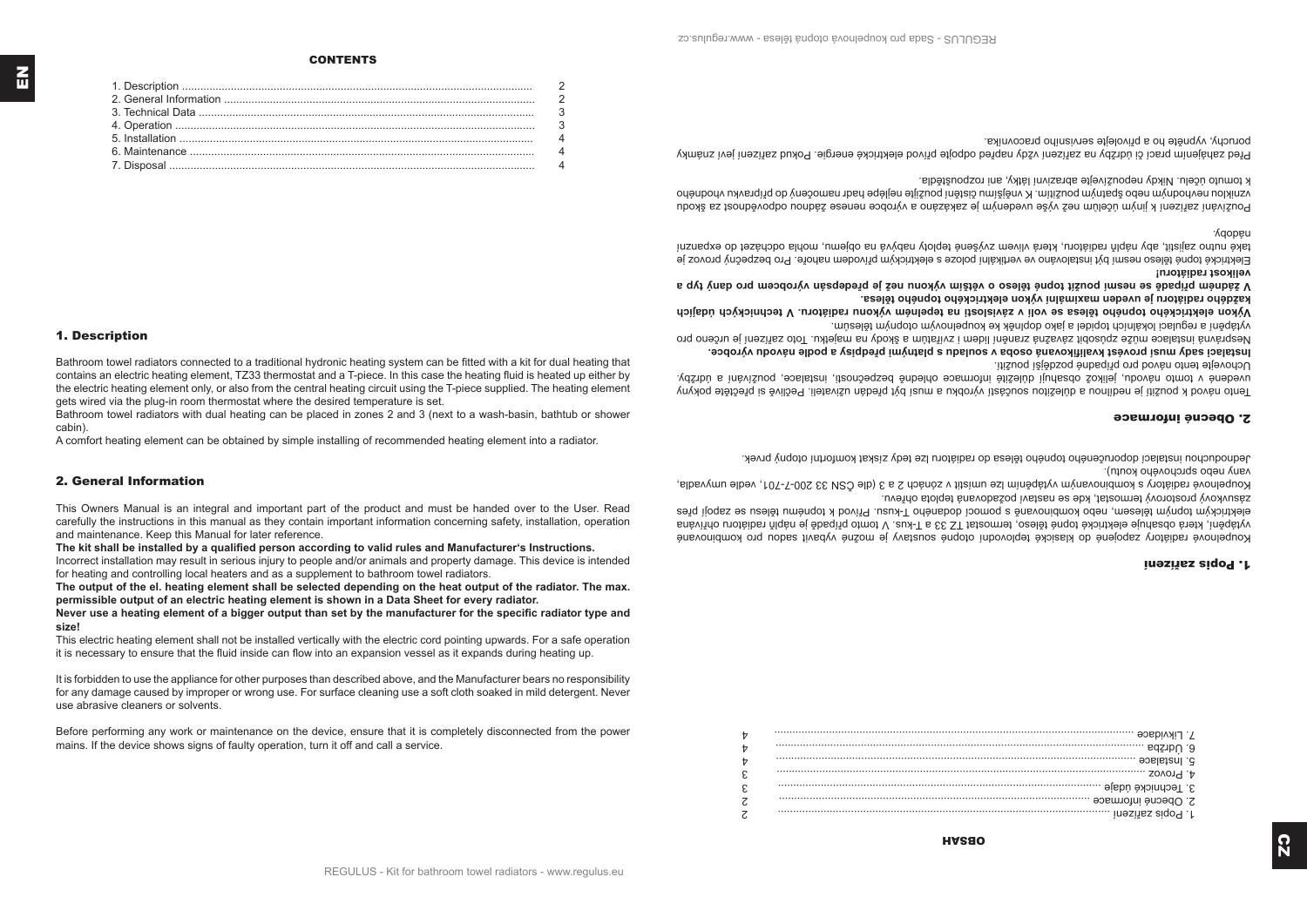# CONTENTS

1. Description ........ 2
2. General Information ........ 2
3. Technical Data ........ 3
4. Operation ........ 3
5. Installation ........ 4
6. Maintenance ........ 4
7. Disposal ........ 4

## 1. Description

Bathroom towel radiators connected to a traditional hydronic heating system can be fitted with a kit for dual heating that contains an electric heating element, TZ33 thermostat and a T-piece. In this case the heating fluid is heated up either by the electric heating element only, or also from the central heating circuit using the T-piece supplied. The heating element gets wired via the plug-in room thermostat where the desired temperature is set.

Bathroom towel radiators with dual heating can be placed in zones 2 and 3 (next to a wash-basin, bathtub or shower cabin).

A comfort heating element can be obtained by simple installing of recommended heating element into a radiator.

## 2. General Information

This Owners Manual is an integral and important part of the product and must be handed over to the User. Read carefully the instructions in this manual as they contain important information concerning safety, installation, operation and maintenance. Keep this Manual for later reference.

**The kit shall be installed by a qualified person according to valid rules and Manufacturer's Instructions.**

Incorrect installation may result in serious injury to people and/or animals and property damage. This device is intended for heating and controlling local heaters and as a supplement to bathroom towel radiators.

**The output of the el. heating element shall be selected depending on the heat output of the radiator. The max. permissible output of an electric heating element is shown in a Data Sheet for every radiator.**

**Never use a heating element of a bigger output than set by the manufacturer for the specific radiator type and size!**

This electric heating element shall not be installed vertically with the electric cord pointing upwards. For a safe operation it is necessary to ensure that the fluid inside can flow into an expansion vessel as it expands during heating up.

It is forbidden to use the appliance for other purposes than described above, and the Manufacturer bears no responsibility for any damage caused by improper or wrong use. For surface cleaning use a soft cloth soaked in mild detergent. Never use abrasive cleaners or solvents.

Before performing any work or maintenance on the device, ensure that it is completely disconnected from the power mains. If the device shows signs of faulty operation, turn it off and call a service.

# OBSAH

1. Popis zařízení ........ 2
2. Obecné informace ........ 2
3. Technické údaje ........ 3
4. Provoz ........ 3
5. Instalace ........ 4
6. Údržba ........ 4
7. Likvidace ........ 4

## 1. Popis zařízení

Koupelnové radiátory zapojené do klasické teplovodní otopné soustavy je možné vybavit sadou pro kombinované vytápění, která obsahuje elektrické topné těleso, termostat TZ 33 a T-kus. V tomto případě je náplň radiátoru ohřívána elektrickým topným tělesem, nebo kombinovaně s pomocí dodaného T-kusu. Přívod k topnému tělesu se zapojí přes zásuvkový prostorový termostat, kde se nastaví požadovaná teplota ohřevu.

Koupelnové radiátory s kombinovaným vytápěním lze umístit v zónách 2 a 3 (dle ČSN 33 200-7-701, vedle umyvadla, vany nebo sprchového koutu).

Jednoduchou instalací doporučeného topného tělesa do radiátoru lze tedy získat komfortní otopný prvek.

## 2. Obecné informace

Tento návod k použití je nedílnou a důležitou součástí výrobku a musí být předán uživateli. Pečlivě si přečtěte pokyny uvedené v tomto návodu, jelikož obsahují důležité informace ohledně bezpečnosti, instalace, používání a údržby. Uchovejte tento návod pro případné pozdější použití.

**Instalaci sady musí provést kvalifikovaná osoba v souladu s platnými předpisy a podle návodu výrobce.**

Nesprávná instalace může způsobit závažná zranění lidem i zvířatům a škody na majetku. Toto zařízení je určeno pro vytápění a regulaci lokálních topidel a jako doplněk ke koupelnovým otopným tělesům.

**Výkon elektrického topného tělesa se volí v závislosti na tepelném výkonu radiátoru. V technických údajích každého radiátoru je uveden maximální výkon elektrického topného tělesa.**

**V žádném případě se nesmí použít topné těleso o větším výkonu než je předepsán výrobcem pro daný typ a velikost radiátoru!**

Elektrické topné těleso nesmí být instalováno ve vertikální poloze s elektrickým přívodem nahoře. Pro bezpečný provoz je také nutno zajistit, aby náplň radiátoru, která vlivem zvýšené teploty nabývá na objemu, mohla odcházet do expanzní nádoby.

Používání zařízení k jiným účelům než výše uvedeným je zakázáno a výrobce nenese žádnou odpovědnost za škodu vzniklou nevhodným nebo špatným použitím. K vnějšímu čištění použijte nejlépe hadr namočený do přípravku vhodného k tomuto účelu. Nikdy nepoužívejte abrazivní látky, ani rozpouštědla.

Před zahájením prací či údržby na zařízení vždy napřed odpojte přívod elektrické energie. Pokud zařízení jeví známky poruchy, vypněte ho a přivolejte servisního pracovníka.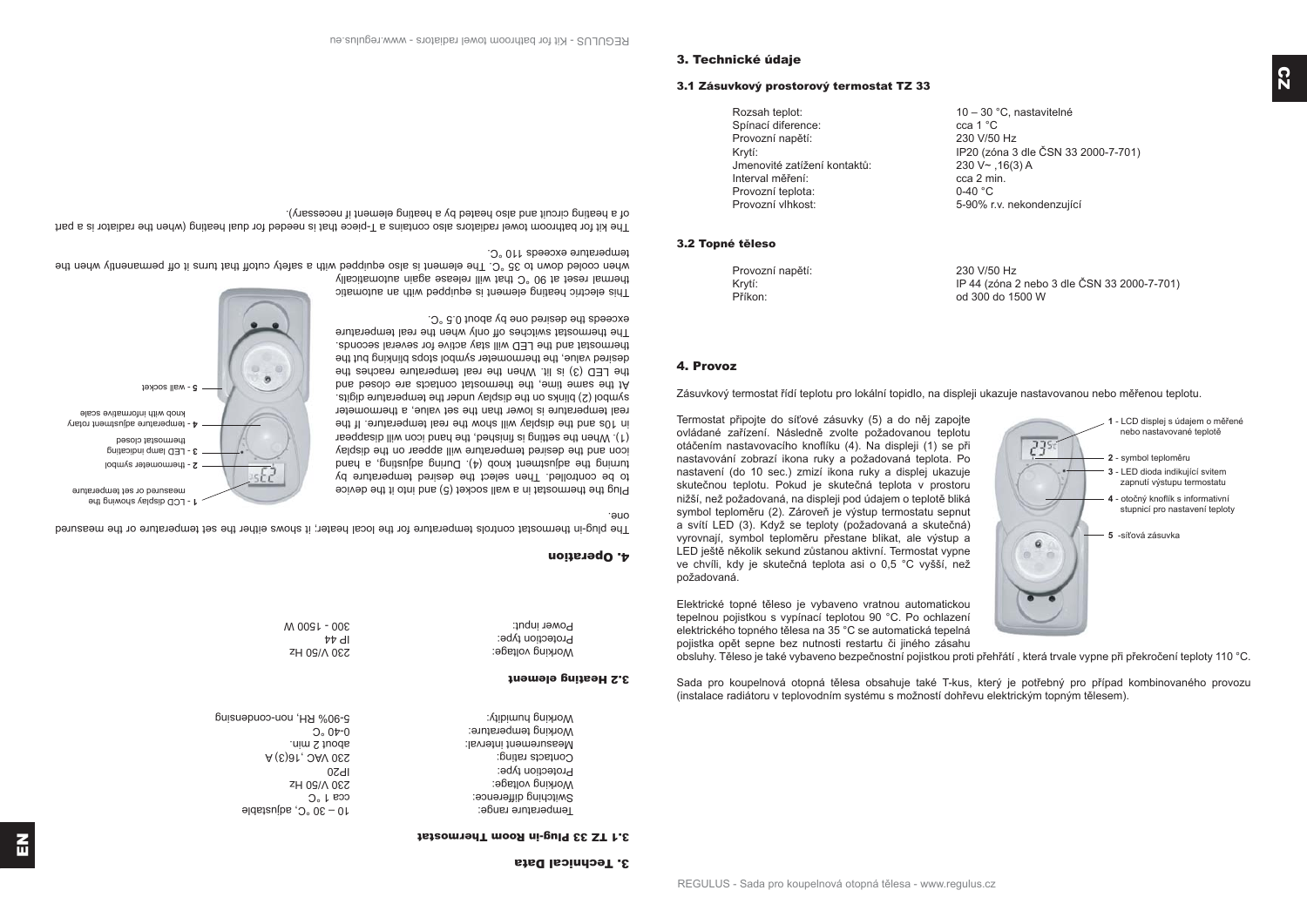# 3. Technical Data

## 3.1 TZ 33 Plug-in Room Thermostat

| | |
|---|---|
| Temperature range: | 10 – 30 °C, adjustable |
| Switching difference: | cca 1 °C |
| Working voltage: | 230 V/50 Hz |
| Protection type: | IP20 |
| Contacts rating: | 230 VAC ,16(3) A |
| Measurement interval: | about 2 min. |
| Working temperature: | 0-40 °C |
| Working humidity: | 5-90% RH, non-condensing |

## 3.2 Heating element

| | |
|---|---|
| Working voltage: | 230 V/50 Hz |
| Protection type: | IP 44 |
| Power input: | 300 - 1500 W |

# 4. Operation

The plug-in thermostat controls temperature for the local heater; it shows either the set temperature or the measured one.

Plug the thermostat in a wall socket (5) and into it the device to be controlled. Then select the desired temperature by turning the adjustment knob (4). During adjusting, a hand icon and the desired temperature will appear on the display (1). When the setting is finished, the hand icon will disappear in 10s and the display will show the real temperature. If the real temperature is lower than the set value, a thermometer symbol (2) blinks on the display under the temperature digits. At the same time, the thermostat contacts are closed and the LED (3) is lit. When the real temperature reaches the desired value, the thermometer symbol stops blinking but the thermostat and the LED will stay active for several seconds. The thermostat switches off only when the real temperature exceeds the desired one by about 0.5 °C.

1 - LCD display showing the measured or set temperature
2 - thermometer symbol
3 - LED lamp indicating thermostat closed
4 - temperature adjustment rotary knob with informative scale
5 - wall socket

This electric heating element is equipped with an automatic thermal reset at 90 °C that will release again automatically when cooled down to 35 °C. The element is also equipped with a safety cutoff that turns it off permanently when the temperature exceeds 110 °C.

The kit for bathroom towel radiators also contains a T-piece that is needed for dual heating (when the radiator is a part of a heating circuit and also heated by a heating element if necessary).

# 3. Technické údaje

## 3.1 Zásuvkový prostorový termostat TZ 33

| | |
|---|---|
| Rozsah teplot: | 10 – 30 °C, nastavitelné |
| Spínací diference: | cca 1 °C |
| Provozní napětí: | 230 V/50 Hz |
| Krytí: | IP20 (zóna 3 dle ČSN 33 2000-7-701) |
| Jmenovité zatížení kontaktů: | 230 V~ ,16(3) A |
| Interval měření: | cca 2 min. |
| Provozní teplota: | 0-40 °C |
| Provozní vlhkost: | 5-90% r.v. nekondenzující |

## 3.2 Topné těleso

| | |
|---|---|
| Provozní napětí: | 230 V/50 Hz |
| Krytí: | IP 44 (zóna 2 nebo 3 dle ČSN 33 2000-7-701) |
| Příkon: | od 300 do 1500 W |

# 4. Provoz

Zásuvkový termostat řídí teplotu pro lokální topidlo, na displeji ukazuje nastavovanou nebo měřenou teplotu.

Termostat připojte do síťové zásuvky (5) a do něj zapojte ovládané zařízení. Následně zvolte požadovanou teplotu otáčením nastavovacího knoflíku (4). Na displeji (1) se při nastavování zobrazí ikona ruky a požadovaná teplota. Po nastavení (do 10 sec.) zmizí ikona ruky a displej ukazuje skutečnou teplotu. Pokud je skutečná teplota v prostoru nižší, než požadovaná, na displeji pod údajem o teplotě bliká symbol teploměru (2). Zároveň je výstup termostatu sepnut a svítí LED (3). Když se teploty (požadovaná a skutečná) vyrovnají, symbol teploměru přestane blikat, ale výstup a LED ještě několik sekund zůstanou aktivní. Termostat vypne ve chvíli, kdy je skutečná teplota asi o 0,5 °C vyšší, než požadovaná.

1 - LCD displej s údajem o měřené nebo nastavované teplotě
2 - symbol teploměru
3 - LED dioda indikující svitem zapnutí výstupu termostatu
4 - otočný knoflík s informativní stupnicí pro nastavení teploty
5 - síťová zásuvka

Elektrické topné těleso je vybaveno vratnou automatickou tepelnou pojistkou s vypínací teplotou 90 °C. Po ochlazení elektrického topného tělesa na 35 °C se automatická tepelná pojistka opět sepne bez nutnosti restartu či jiného zásahu obsluhy. Těleso je také vybaveno bezpečnostní pojistkou proti přehřátí , která trvale vypne při překročení teploty 110 °C.

Sada pro koupelnová otopná tělesa obsahuje také T-kus, který je potřebný pro případ kombinovaného provozu (instalace radiátoru v teplovodním systému s možností dohřevu elektrickým topným tělesem).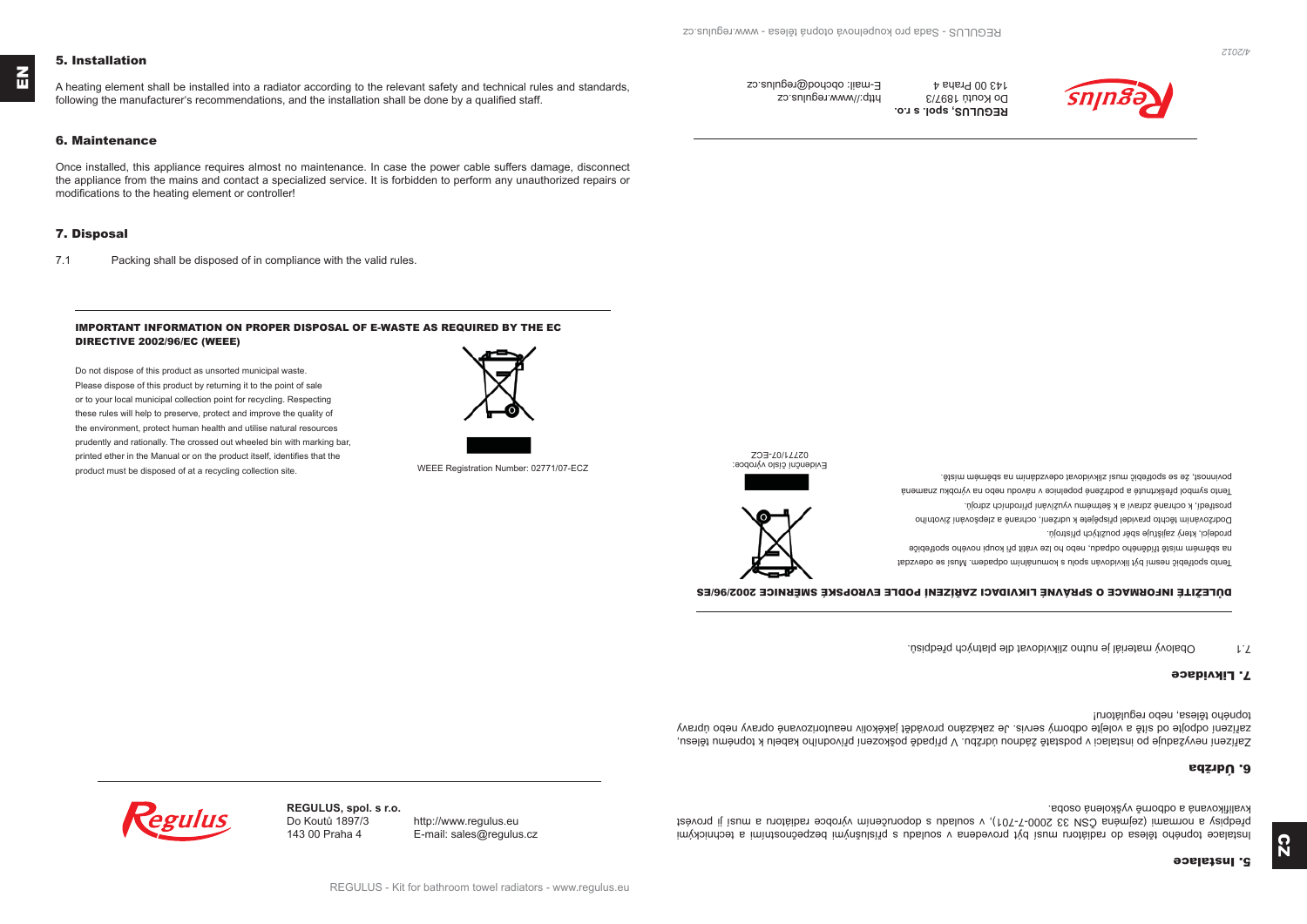EN

## 5. Installation

A heating element shall be installed into a radiator according to the relevant safety and technical rules and standards, following the manufacturer's recommendations, and the installation shall be done by a qualified staff.

## 6. Maintenance

Once installed, this appliance requires almost no maintenance. In case the power cable suffers damage, disconnect the appliance from the mains and contact a specialized service. It is forbidden to perform any unauthorized repairs or modifications to the heating element or controller!

## 7. Disposal

7.1 Packing shall be disposed of in compliance with the valid rules.

**IMPORTANT INFORMATION ON PROPER DISPOSAL OF E-WASTE AS REQUIRED BY THE EC DIRECTIVE 2002/96/EC (WEEE)**

Do not dispose of this product as unsorted municipal waste. Please dispose of this product by returning it to the point of sale or to your local municipal collection point for recycling. Respecting these rules will help to preserve, protect and improve the quality of the environment, protect human health and utilise natural resources prudently and rationally. The crossed out wheeled bin with marking bar, printed ether in the Manual or on the product itself, identifies that the product must be disposed of at a recycling collection site.

WEEE Registration Number: 02771/07-ECZ

**REGULUS, spol. s r.o.**
Do Koutů 1897/3
143 00 Praha 4
http://www.regulus.eu
E-mail: sales@regulus.cz

CZ

## 5. Instalace

Instalace topného tělesa do radiátoru musí být provedena v souladu s příslušnými bezpečnostními a technickými předpisy a normami (zejména ČSN 33 2000-7-701), v souladu s doporučením výrobce radiátoru a musí ji provést kvalifikovaná a odborně vyškolená osoba.

## 6. Údržba

Zařízení nevyžaduje po instalaci v podstatě žádnou údržbu. V případě poškození přívodního kabelu k topnému tělesu, zařízení odpojte od sítě a volejte odborný servis. Je zakázáno provádět jakékoliv neautorizované opravy nebo úpravy topného tělesa, nebo regulátoru!

## 7. Likvidace

7.1 Obalový materiál je nutno zlikvidovat dle platných předpisů.

**DŮLEŽITÉ INFORMACE O SPRÁVNÉ LIKVIDACI ZAŘÍZENÍ PODLE EVROPSKÉ SMĚRNICE 2002/96/ES**

Tento spotřebič nesmí být likvidován spolu s komunálním odpadem. Musí se odevzdat na sběrném místě tříděného odpadu, nebo ho lze vrátit při koupi nového spotřebiče prodejci, který zajišťuje sběr použitých přístrojů. Dodržováním těchto pravidel přispějete k udržení, ochraně a zlepšování životního prostředí, k ochraně zdraví a k šetrnému využívání přírodních zdrojů. Tento symbol přeškrtnuté a podtržené popelnice v návodu nebo na výrobku znamená povinnost, že se spotřebič musí zlikvidovat odevzdáním na sběrném místě.

Evidenční číslo výrobce: 02771/07-ECZ

**REGULUS, spol. s r.o.**
Do Koutů 1897/3
143 00 Praha 4
http://www.regulus.cz
E-mail: obchod@regulus.cz

4/2012